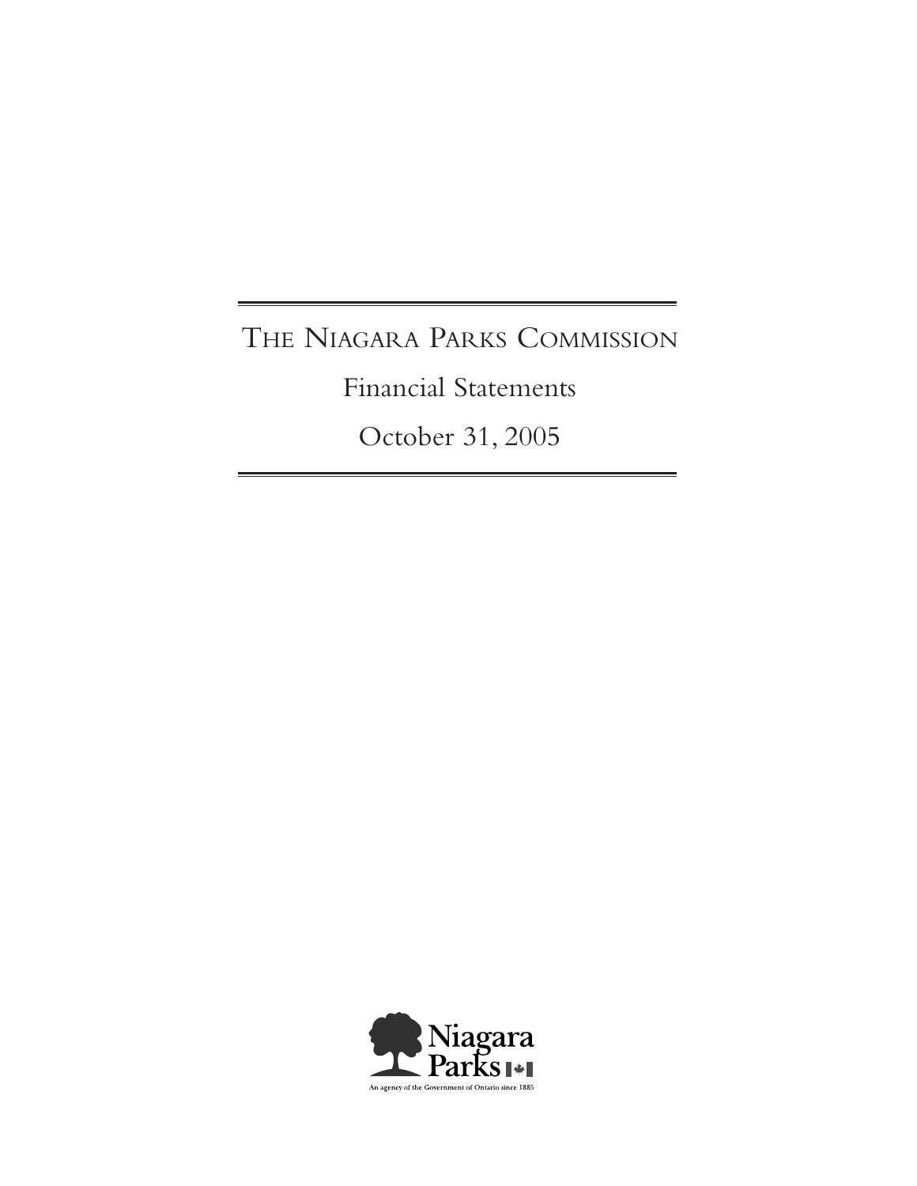# THE NIAGARA PARKS COMMISSION

## Financial Statements

## October 31, 2005

Niagara Parks

An agency of the Government of Ontario since 1885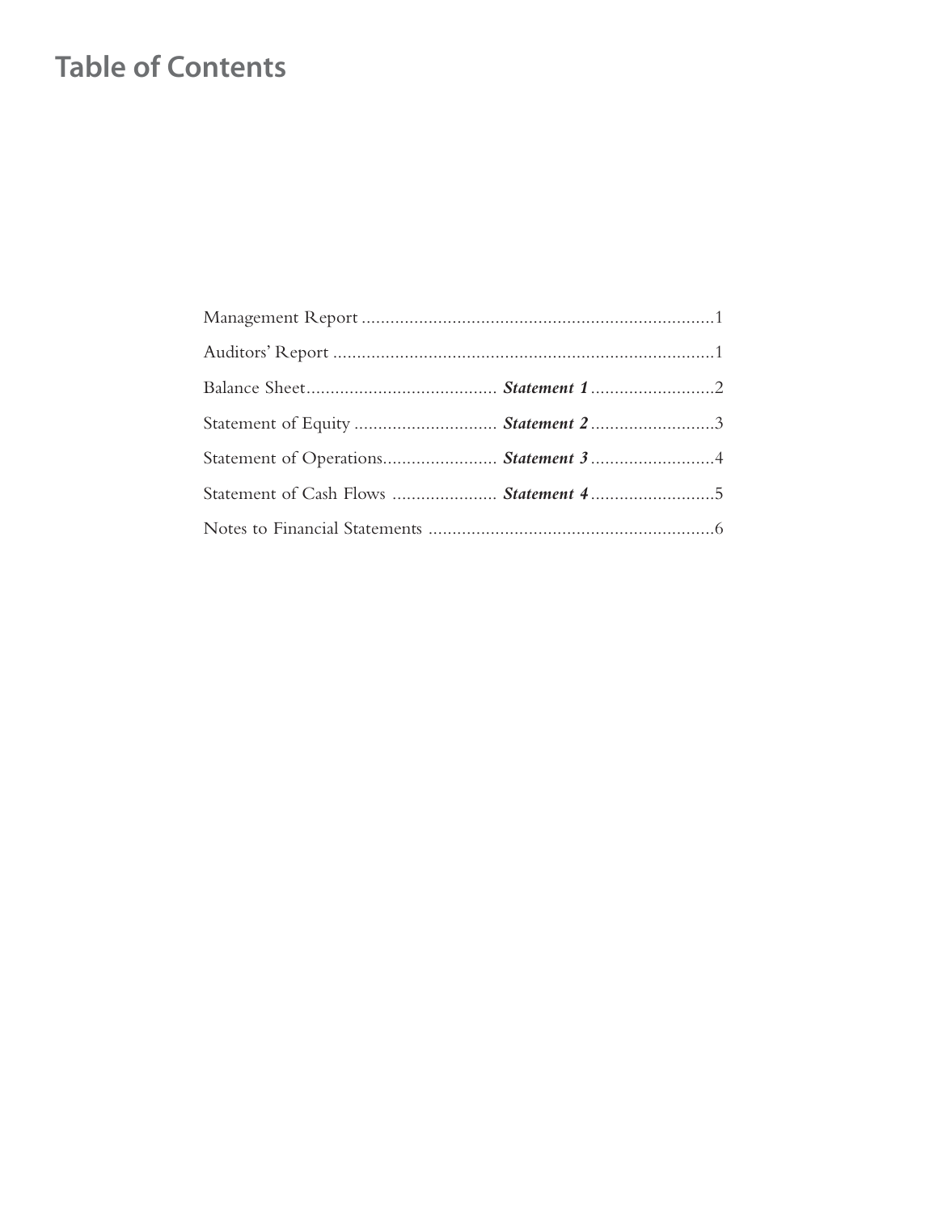# Table of Contents

| | | |
|---|---|---|
| Management Report | | 1 |
| Auditors' Report | | 1 |
| Balance Sheet | ***Statement 1*** | 2 |
| Statement of Equity | ***Statement 2*** | 3 |
| Statement of Operations | ***Statement 3*** | 4 |
| Statement of Cash Flows | ***Statement 4*** | 5 |
| Notes to Financial Statements | | 6 |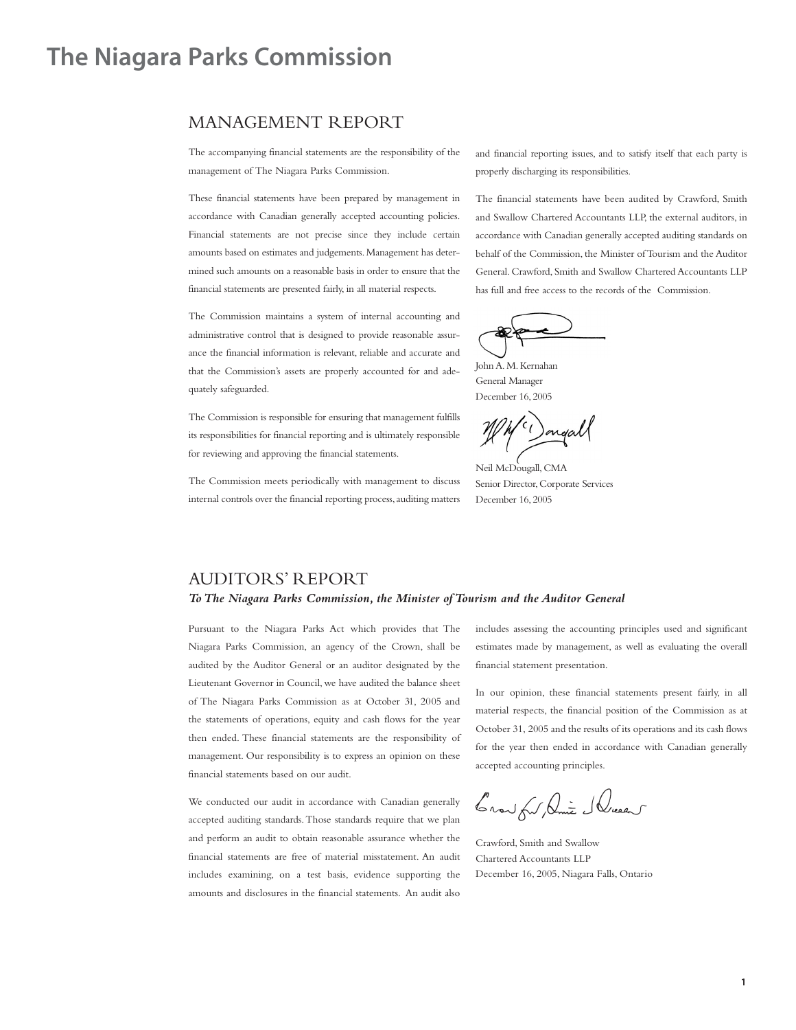# The Niagara Parks Commission

## MANAGEMENT REPORT

The accompanying financial statements are the responsibility of the management of The Niagara Parks Commission.

These financial statements have been prepared by management in accordance with Canadian generally accepted accounting policies. Financial statements are not precise since they include certain amounts based on estimates and judgements. Management has determined such amounts on a reasonable basis in order to ensure that the financial statements are presented fairly, in all material respects.

The Commission maintains a system of internal accounting and administrative control that is designed to provide reasonable assurance the financial information is relevant, reliable and accurate and that the Commission's assets are properly accounted for and adequately safeguarded.

The Commission is responsible for ensuring that management fulfills its responsibilities for financial reporting and is ultimately responsible for reviewing and approving the financial statements.

The Commission meets periodically with management to discuss internal controls over the financial reporting process, auditing matters and financial reporting issues, and to satisfy itself that each party is properly discharging its responsibilities.

The financial statements have been audited by Crawford, Smith and Swallow Chartered Accountants LLP, the external auditors, in accordance with Canadian generally accepted auditing standards on behalf of the Commission, the Minister of Tourism and the Auditor General. Crawford, Smith and Swallow Chartered Accountants LLP has full and free access to the records of the Commission.

John A. M. Kernahan  
General Manager  
December 16, 2005

Neil McDougall, CMA  
Senior Director, Corporate Services  
December 16, 2005

## AUDITORS' REPORT

***To The Niagara Parks Commission, the Minister of Tourism and the Auditor General***

Pursuant to the Niagara Parks Act which provides that The Niagara Parks Commission, an agency of the Crown, shall be audited by the Auditor General or an auditor designated by the Lieutenant Governor in Council, we have audited the balance sheet of The Niagara Parks Commission as at October 31, 2005 and the statements of operations, equity and cash flows for the year then ended. These financial statements are the responsibility of management. Our responsibility is to express an opinion on these financial statements based on our audit.

We conducted our audit in accordance with Canadian generally accepted auditing standards. Those standards require that we plan and perform an audit to obtain reasonable assurance whether the financial statements are free of material misstatement. An audit includes examining, on a test basis, evidence supporting the amounts and disclosures in the financial statements. An audit also includes assessing the accounting principles used and significant estimates made by management, as well as evaluating the overall financial statement presentation.

In our opinion, these financial statements present fairly, in all material respects, the financial position of the Commission as at October 31, 2005 and the results of its operations and its cash flows for the year then ended in accordance with Canadian generally accepted accounting principles.

Crawford, Smith and Swallow  
Chartered Accountants LLP  
December 16, 2005, Niagara Falls, Ontario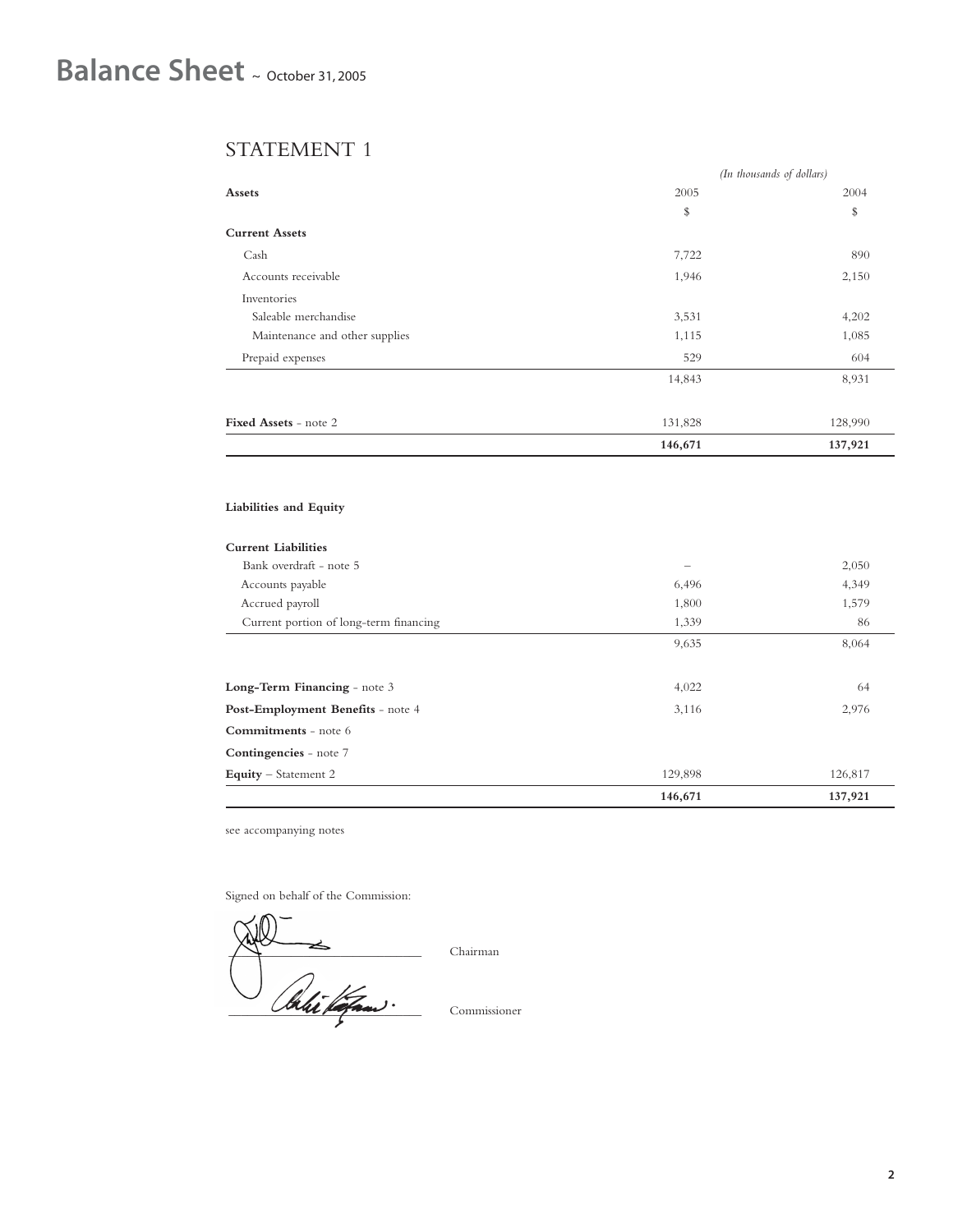# Balance Sheet ~ October 31, 2005

## STATEMENT 1

*(In thousands of dollars)*

| **Assets** | 2005 | 2004 |
|---|---|---|
| | $ | $ |
| **Current Assets** | | |
| Cash | 7,722 | 890 |
| Accounts receivable | 1,946 | 2,150 |
| Inventories | | |
| Saleable merchandise | 3,531 | 4,202 |
| Maintenance and other supplies | 1,115 | 1,085 |
| Prepaid expenses | 529 | 604 |
| | 14,843 | 8,931 |
| **Fixed Assets** - note 2 | 131,828 | 128,990 |
| | **146,671** | **137,921** |

| **Liabilities and Equity** | | |
|---|---|---|
| **Current Liabilities** | | |
| Bank overdraft - note 5 | – | 2,050 |
| Accounts payable | 6,496 | 4,349 |
| Accrued payroll | 1,800 | 1,579 |
| Current portion of long-term financing | 1,339 | 86 |
| | 9,635 | 8,064 |
| **Long-Term Financing** - note 3 | 4,022 | 64 |
| **Post-Employment Benefits** - note 4 | 3,116 | 2,976 |
| **Commitments** - note 6 | | |
| **Contingencies** - note 7 | | |
| **Equity** – Statement 2 | 129,898 | 126,817 |
| | **146,671** | **137,921** |

see accompanying notes

Signed on behalf of the Commission:

Chairman

Commissioner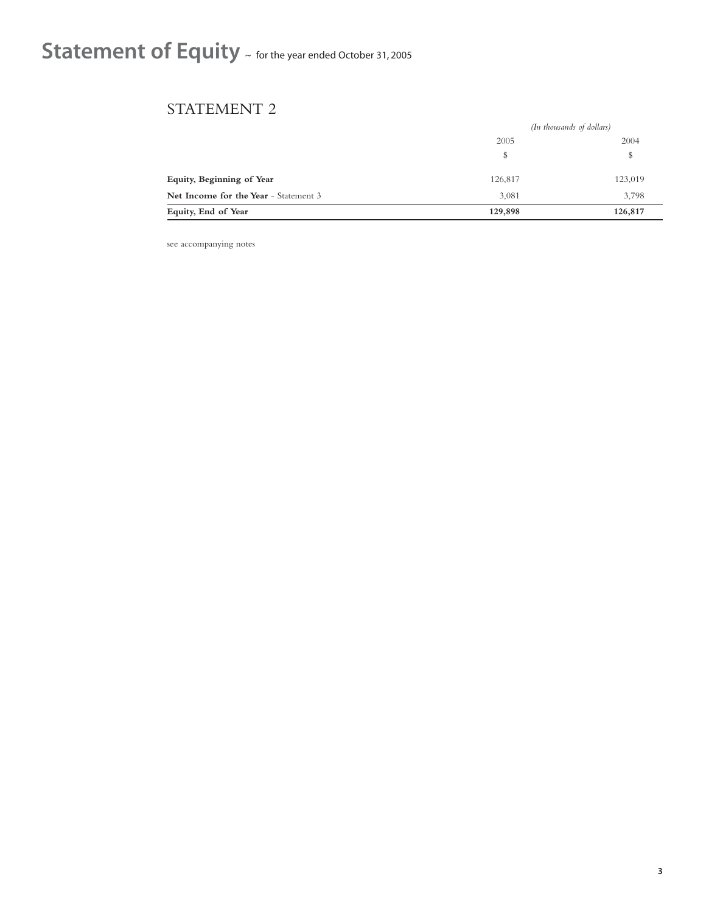# Statement of Equity ~ for the year ended October 31, 2005

## STATEMENT 2

| | *(In thousands of dollars)* | |
|---|---|---|
| | 2005 | 2004 |
| | $ | $ |
| **Equity, Beginning of Year** | 126,817 | 123,019 |
| **Net Income for the Year** - Statement 3 | 3,081 | 3,798 |
| **Equity, End of Year** | **129,898** | **126,817** |

see accompanying notes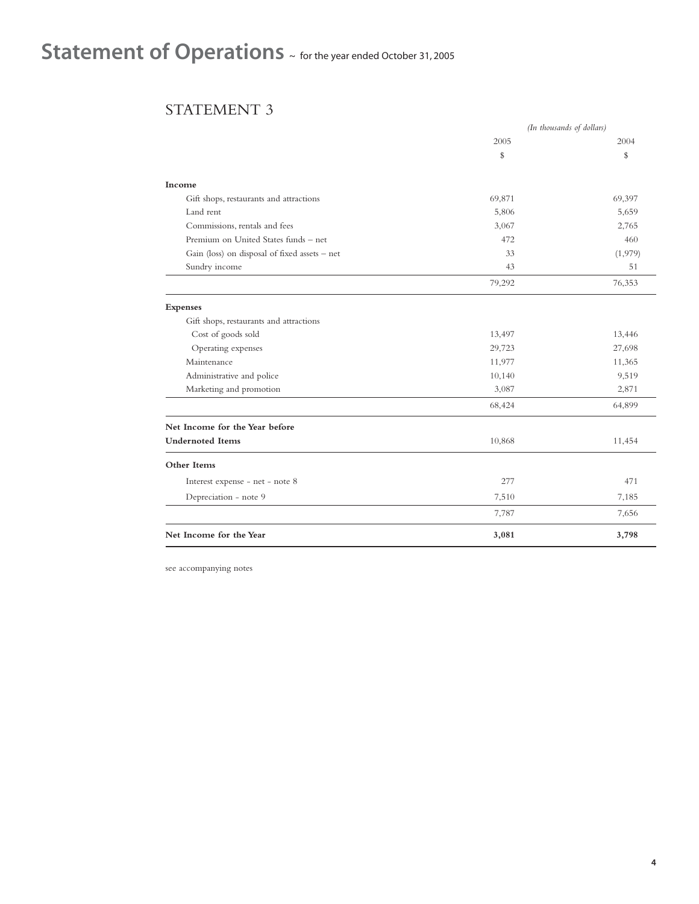# Statement of Operations ~ for the year ended October 31, 2005

## STATEMENT 3

| | *(In thousands of dollars)* | |
|---|---|---|
| | 2005 | 2004 |
| | $ | $ |
| **Income** | | |
| Gift shops, restaurants and attractions | 69,871 | 69,397 |
| Land rent | 5,806 | 5,659 |
| Commissions, rentals and fees | 3,067 | 2,765 |
| Premium on United States funds – net | 472 | 460 |
| Gain (loss) on disposal of fixed assets – net | 33 | (1,979) |
| Sundry income | 43 | 51 |
| | 79,292 | 76,353 |
| **Expenses** | | |
| Gift shops, restaurants and attractions | | |
| Cost of goods sold | 13,497 | 13,446 |
| Operating expenses | 29,723 | 27,698 |
| Maintenance | 11,977 | 11,365 |
| Administrative and police | 10,140 | 9,519 |
| Marketing and promotion | 3,087 | 2,871 |
| | 68,424 | 64,899 |
| **Net Income for the Year before Undernoted Items** | 10,868 | 11,454 |
| **Other Items** | | |
| Interest expense - net - note 8 | 277 | 471 |
| Depreciation - note 9 | 7,510 | 7,185 |
| | 7,787 | 7,656 |
| **Net Income for the Year** | **3,081** | **3,798** |

see accompanying notes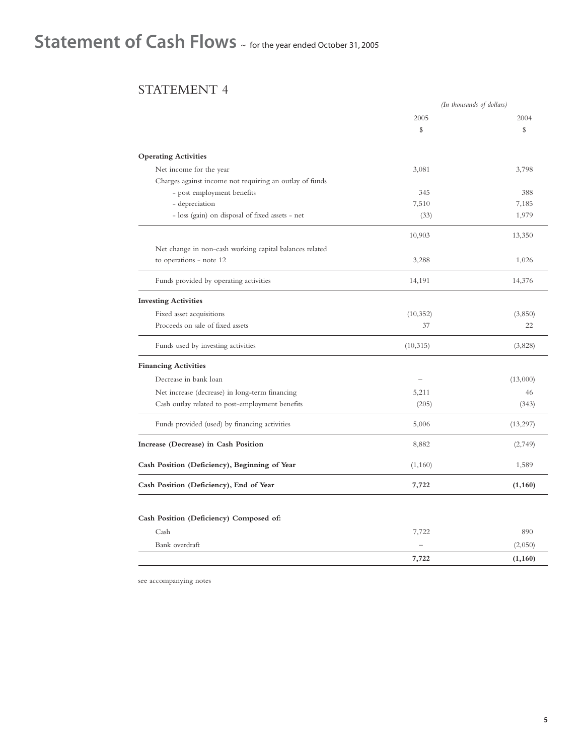# Statement of Cash Flows ~ for the year ended October 31, 2005

## STATEMENT 4

| | *(In thousands of dollars)* | |
|---|---|---|
| | 2005 | 2004 |
| | $ | $ |
| **Operating Activities** | | |
| Net income for the year | 3,081 | 3,798 |
| Charges against income not requiring an outlay of funds | | |
| - post employment benefits | 345 | 388 |
| - depreciation | 7,510 | 7,185 |
| - loss (gain) on disposal of fixed assets - net | (33) | 1,979 |
| | 10,903 | 13,350 |
| Net change in non-cash working capital balances related to operations - note 12 | 3,288 | 1,026 |
| Funds provided by operating activities | 14,191 | 14,376 |
| **Investing Activities** | | |
| Fixed asset acquisitions | (10,352) | (3,850) |
| Proceeds on sale of fixed assets | 37 | 22 |
| Funds used by investing activities | (10,315) | (3,828) |
| **Financing Activities** | | |
| Decrease in bank loan | – | (13,000) |
| Net increase (decrease) in long-term financing | 5,211 | 46 |
| Cash outlay related to post-employment benefits | (205) | (343) |
| Funds provided (used) by financing activities | 5,006 | (13,297) |
| **Increase (Decrease) in Cash Position** | 8,882 | (2,749) |
| **Cash Position (Deficiency), Beginning of Year** | (1,160) | 1,589 |
| **Cash Position (Deficiency), End of Year** | **7,722** | **(1,160)** |
| | | |
| **Cash Position (Deficiency) Composed of:** | | |
| Cash | 7,722 | 890 |
| Bank overdraft | – | (2,050) |
| | **7,722** | **(1,160)** |

see accompanying notes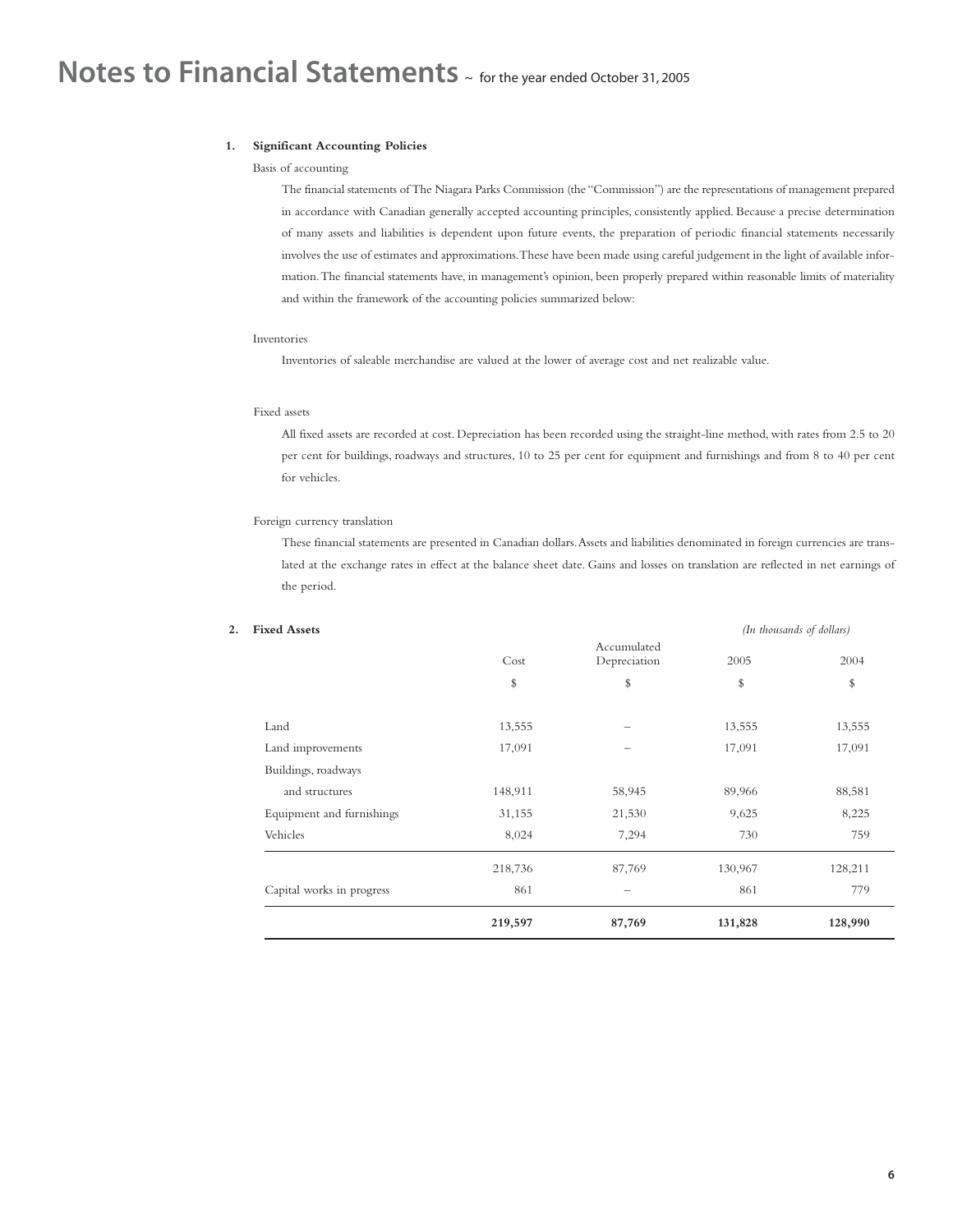# Notes to Financial Statements ~ for the year ended October 31, 2005

**1. Significant Accounting Policies**

Basis of accounting

The financial statements of The Niagara Parks Commission (the "Commission") are the representations of management prepared in accordance with Canadian generally accepted accounting principles, consistently applied. Because a precise determination of many assets and liabilities is dependent upon future events, the preparation of periodic financial statements necessarily involves the use of estimates and approximations. These have been made using careful judgement in the light of available information. The financial statements have, in management's opinion, been properly prepared within reasonable limits of materiality and within the framework of the accounting policies summarized below:

Inventories

Inventories of saleable merchandise are valued at the lower of average cost and net realizable value.

Fixed assets

All fixed assets are recorded at cost. Depreciation has been recorded using the straight-line method, with rates from 2.5 to 20 per cent for buildings, roadways and structures, 10 to 25 per cent for equipment and furnishings and from 8 to 40 per cent for vehicles.

Foreign currency translation

These financial statements are presented in Canadian dollars. Assets and liabilities denominated in foreign currencies are translated at the exchange rates in effect at the balance sheet date. Gains and losses on translation are reflected in net earnings of the period.

**2. Fixed Assets**

*(In thousands of dollars)*

| | Cost | Accumulated Depreciation | 2005 | 2004 |
|---|---|---|---|---|
| | $ | $ | $ | $ |
| Land | 13,555 | – | 13,555 | 13,555 |
| Land improvements | 17,091 | – | 17,091 | 17,091 |
| Buildings, roadways and structures | 148,911 | 58,945 | 89,966 | 88,581 |
| Equipment and furnishings | 31,155 | 21,530 | 9,625 | 8,225 |
| Vehicles | 8,024 | 7,294 | 730 | 759 |
| | 218,736 | 87,769 | 130,967 | 128,211 |
| Capital works in progress | 861 | – | 861 | 779 |
| | **219,597** | **87,769** | **131,828** | **128,990** |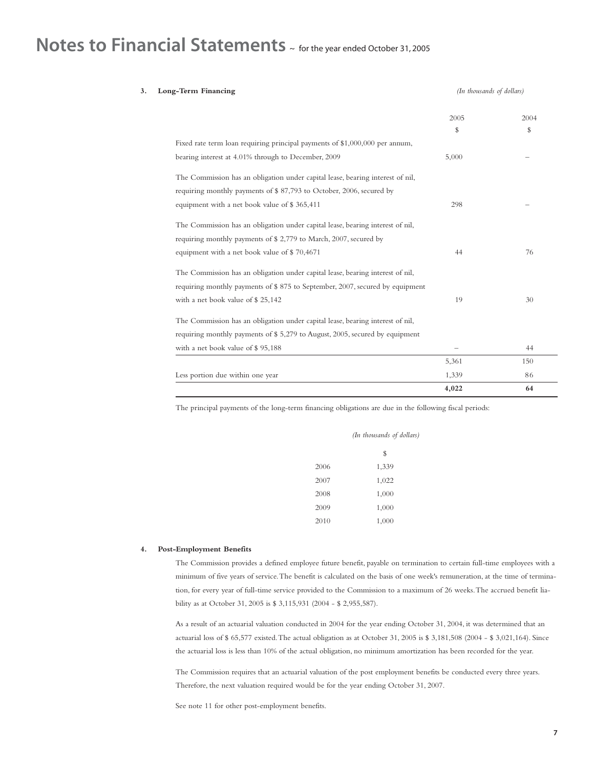# Notes to Financial Statements ~ for the year ended October 31, 2005

**3. Long-Term Financing**

*(In thousands of dollars)*

| | 2005 | 2004 |
|---|---|---|
| | $ | $ |
| Fixed rate term loan requiring principal payments of $1,000,000 per annum, bearing interest at 4.01% through to December, 2009 | 5,000 | – |
| The Commission has an obligation under capital lease, bearing interest of nil, requiring monthly payments of $ 87,793 to October, 2006, secured by equipment with a net book value of $ 365,411 | 298 | – |
| The Commission has an obligation under capital lease, bearing interest of nil, requiring monthly payments of $ 2,779 to March, 2007, secured by equipment with a net book value of $ 70,4671 | 44 | 76 |
| The Commission has an obligation under capital lease, bearing interest of nil, requiring monthly payments of $ 875 to September, 2007, secured by equipment with a net book value of $ 25,142 | 19 | 30 |
| The Commission has an obligation under capital lease, bearing interest of nil, requiring monthly payments of $ 5,279 to August, 2005, secured by equipment with a net book value of $ 95,188 | – | 44 |
| | 5,361 | 150 |
| Less portion due within one year | 1,339 | 86 |
| | **4,022** | **64** |

The principal payments of the long-term financing obligations are due in the following fiscal periods:

*(In thousands of dollars)*

| | $ |
|---|---|
| 2006 | 1,339 |
| 2007 | 1,022 |
| 2008 | 1,000 |
| 2009 | 1,000 |
| 2010 | 1,000 |

**4. Post-Employment Benefits**

The Commission provides a defined employee future benefit, payable on termination to certain full-time employees with a minimum of five years of service. The benefit is calculated on the basis of one week's remuneration, at the time of termination, for every year of full-time service provided to the Commission to a maximum of 26 weeks. The accrued benefit liability as at October 31, 2005 is $ 3,115,931 (2004 - $ 2,955,587).

As a result of an actuarial valuation conducted in 2004 for the year ending October 31, 2004, it was determined that an actuarial loss of $ 65,577 existed. The actual obligation as at October 31, 2005 is $ 3,181,508 (2004 - $ 3,021,164). Since the actuarial loss is less than 10% of the actual obligation, no minimum amortization has been recorded for the year.

The Commission requires that an actuarial valuation of the post employment benefits be conducted every three years. Therefore, the next valuation required would be for the year ending October 31, 2007.

See note 11 for other post-employment benefits.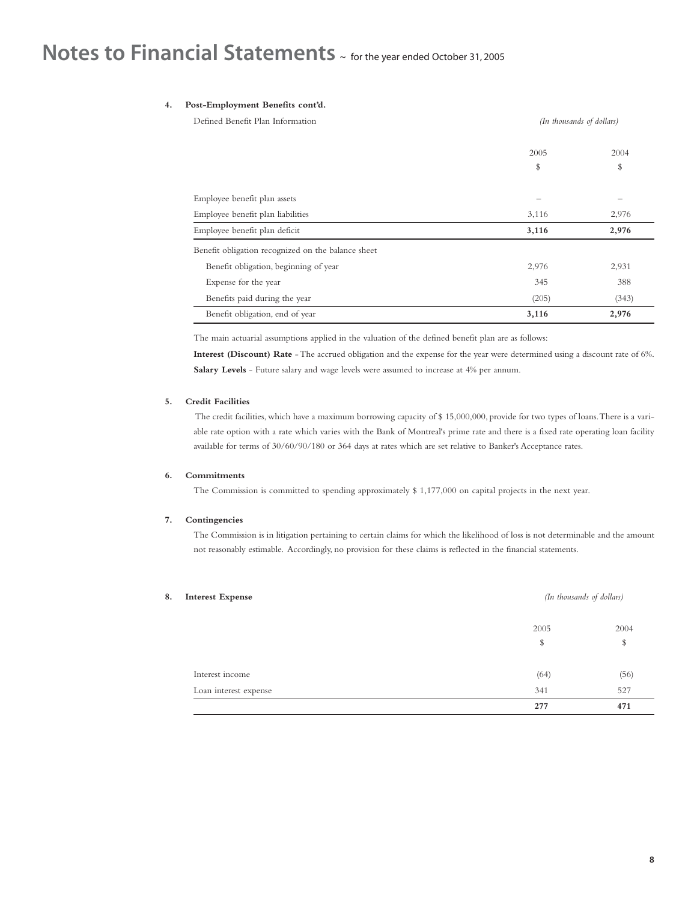# Notes to Financial Statements ~ for the year ended October 31, 2005

**4. Post-Employment Benefits cont'd.**

Defined Benefit Plan Information

*(In thousands of dollars)*

| | 2005 | 2004 |
|---|---|---|
| | $ | $ |
| Employee benefit plan assets | – | – |
| Employee benefit plan liabilities | 3,116 | 2,976 |
| **Employee benefit plan deficit** | **3,116** | **2,976** |
| Benefit obligation recognized on the balance sheet | | |
| Benefit obligation, beginning of year | 2,976 | 2,931 |
| Expense for the year | 345 | 388 |
| Benefits paid during the year | (205) | (343) |
| **Benefit obligation, end of year** | **3,116** | **2,976** |

The main actuarial assumptions applied in the valuation of the defined benefit plan are as follows:

**Interest (Discount) Rate** - The accrued obligation and the expense for the year were determined using a discount rate of 6%.

**Salary Levels** - Future salary and wage levels were assumed to increase at 4% per annum.

**5. Credit Facilities**

The credit facilities, which have a maximum borrowing capacity of $ 15,000,000, provide for two types of loans. There is a variable rate option with a rate which varies with the Bank of Montreal's prime rate and there is a fixed rate operating loan facility available for terms of 30/60/90/180 or 364 days at rates which are set relative to Banker's Acceptance rates.

**6. Commitments**

The Commission is committed to spending approximately $ 1,177,000 on capital projects in the next year.

**7. Contingencies**

The Commission is in litigation pertaining to certain claims for which the likelihood of loss is not determinable and the amount not reasonably estimable. Accordingly, no provision for these claims is reflected in the financial statements.

**8. Interest Expense**

*(In thousands of dollars)*

| | 2005 | 2004 |
|---|---|---|
| | $ | $ |
| Interest income | (64) | (56) |
| Loan interest expense | 341 | 527 |
| | **277** | **471** |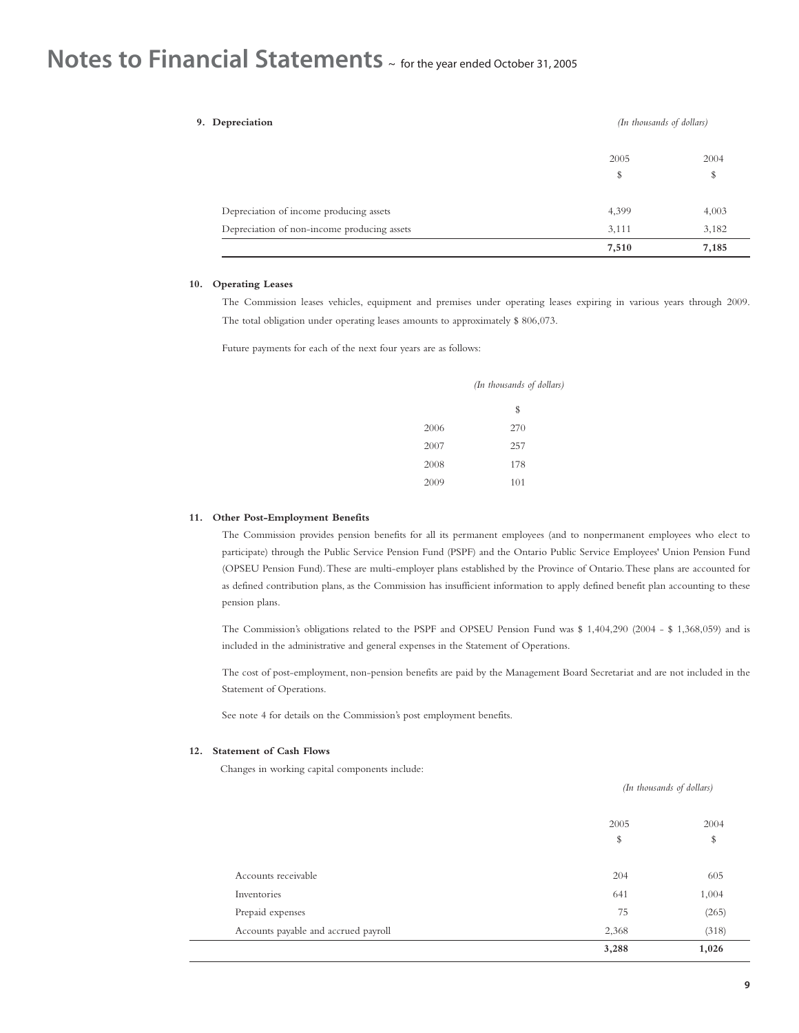# Notes to Financial Statements ~ for the year ended October 31, 2005

### 9. Depreciation

*(In thousands of dollars)*

| | 2005 | 2004 |
|---|---|---|
| | $ | $ |
| Depreciation of income producing assets | 4,399 | 4,003 |
| Depreciation of non-income producing assets | 3,111 | 3,182 |
| | **7,510** | **7,185** |

### 10. Operating Leases

The Commission leases vehicles, equipment and premises under operating leases expiring in various years through 2009. The total obligation under operating leases amounts to approximately $ 806,073.

Future payments for each of the next four years are as follows:

*(In thousands of dollars)*

| | $ |
|---|---|
| 2006 | 270 |
| 2007 | 257 |
| 2008 | 178 |
| 2009 | 101 |

### 11. Other Post-Employment Benefits

The Commission provides pension benefits for all its permanent employees (and to nonpermanent employees who elect to participate) through the Public Service Pension Fund (PSPF) and the Ontario Public Service Employees' Union Pension Fund (OPSEU Pension Fund). These are multi-employer plans established by the Province of Ontario. These plans are accounted for as defined contribution plans, as the Commission has insufficient information to apply defined benefit plan accounting to these pension plans.

The Commission's obligations related to the PSPF and OPSEU Pension Fund was $ 1,404,290 (2004 - $ 1,368,059) and is included in the administrative and general expenses in the Statement of Operations.

The cost of post-employment, non-pension benefits are paid by the Management Board Secretariat and are not included in the Statement of Operations.

See note 4 for details on the Commission's post employment benefits.

### 12. Statement of Cash Flows

Changes in working capital components include:

*(In thousands of dollars)*

| | 2005 | 2004 |
|---|---|---|
| | $ | $ |
| Accounts receivable | 204 | 605 |
| Inventories | 641 | 1,004 |
| Prepaid expenses | 75 | (265) |
| Accounts payable and accrued payroll | 2,368 | (318) |
| | **3,288** | **1,026** |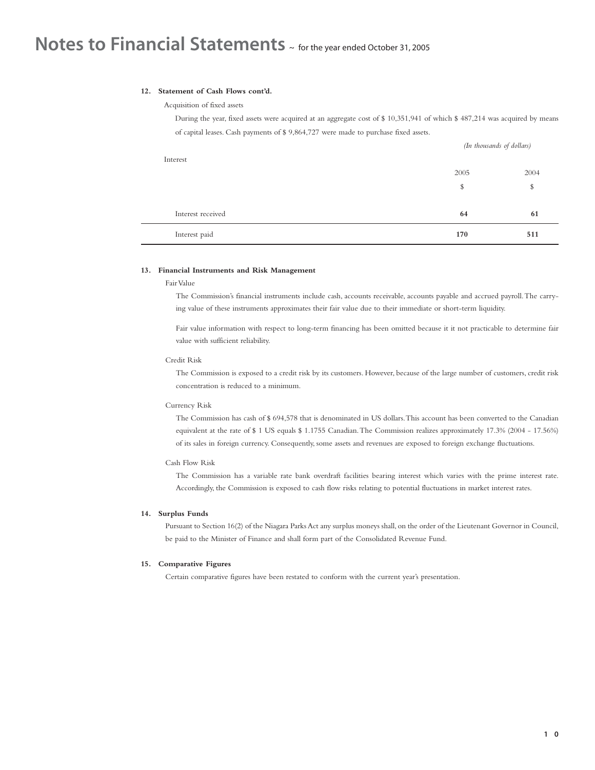# Notes to Financial Statements ~ for the year ended October 31, 2005

**12. Statement of Cash Flows cont'd.**

Acquisition of fixed assets

During the year, fixed assets were acquired at an aggregate cost of $ 10,351,941 of which $ 487,214 was acquired by means of capital leases. Cash payments of $ 9,864,727 were made to purchase fixed assets.

Interest

| | *(In thousands of dollars)* | |
|---|---|---|
| | 2005 | 2004 |
| | $ | $ |
| Interest received | **64** | **61** |
| Interest paid | **170** | **511** |

**13. Financial Instruments and Risk Management**

Fair Value

The Commission's financial instruments include cash, accounts receivable, accounts payable and accrued payroll. The carrying value of these instruments approximates their fair value due to their immediate or short-term liquidity.

Fair value information with respect to long-term financing has been omitted because it it not practicable to determine fair value with sufficient reliability.

Credit Risk

The Commission is exposed to a credit risk by its customers. However, because of the large number of customers, credit risk concentration is reduced to a minimum.

Currency Risk

The Commission has cash of $ 694,578 that is denominated in US dollars. This account has been converted to the Canadian equivalent at the rate of $ 1 US equals $ 1.1755 Canadian. The Commission realizes approximately 17.3% (2004 - 17.56%) of its sales in foreign currency. Consequently, some assets and revenues are exposed to foreign exchange fluctuations.

Cash Flow Risk

The Commission has a variable rate bank overdraft facilities bearing interest which varies with the prime interest rate. Accordingly, the Commission is exposed to cash flow risks relating to potential fluctuations in market interest rates.

**14. Surplus Funds**

Pursuant to Section 16(2) of the Niagara Parks Act any surplus moneys shall, on the order of the Lieutenant Governor in Council, be paid to the Minister of Finance and shall form part of the Consolidated Revenue Fund.

**15. Comparative Figures**

Certain comparative figures have been restated to conform with the current year's presentation.